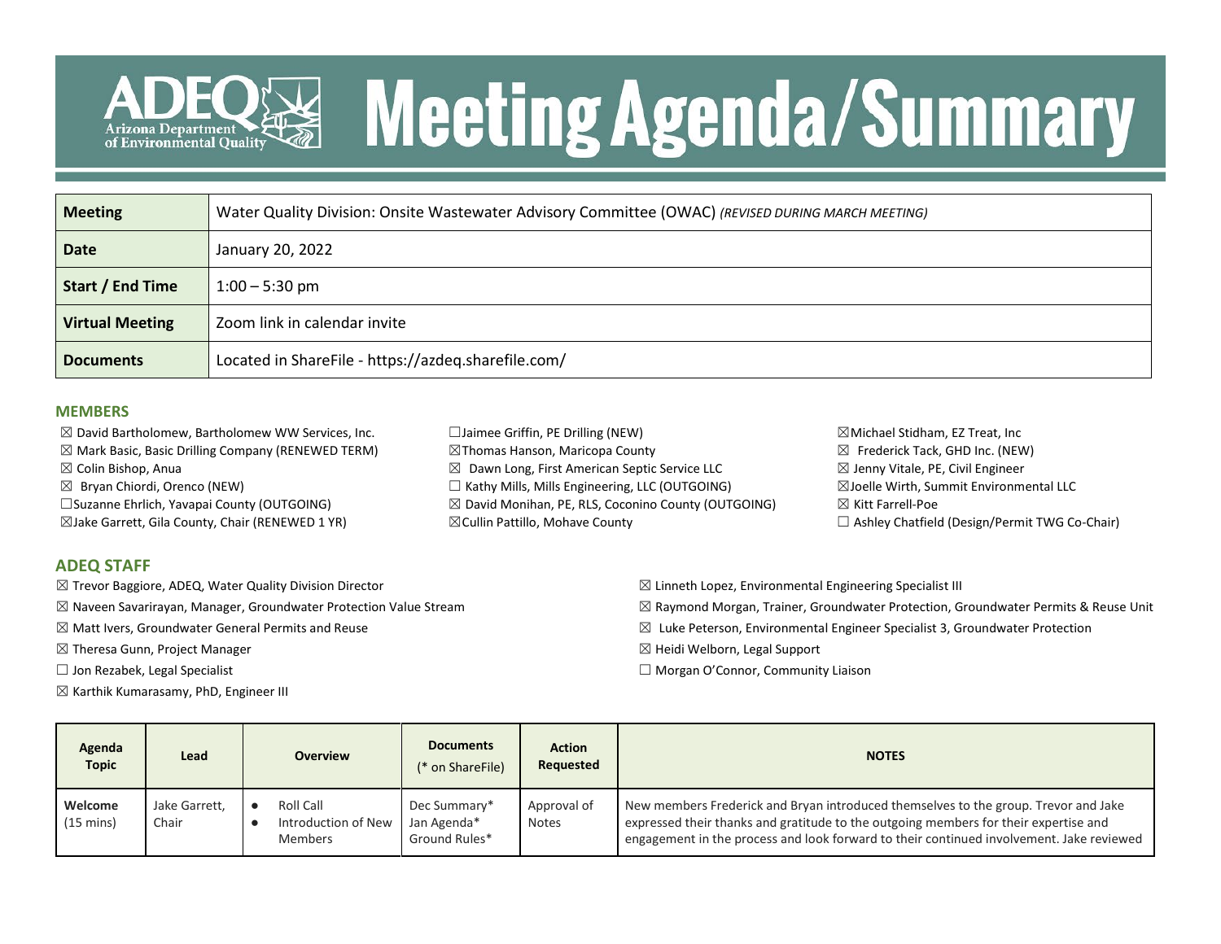# Meeting Agenda/Summary

| | |
|---|---|
| **Meeting** | Water Quality Division: Onsite Wastewater Advisory Committee (OWAC) *(REVISED DURING MARCH MEETING)* |
| **Date** | January 20, 2022 |
| **Start / End Time** | 1:00 – 5:30 pm |
| **Virtual Meeting** | Zoom link in calendar invite |
| **Documents** | Located in ShareFile - https://azdeq.sharefile.com/ |

## MEMBERS

- ☒ David Bartholomew, Bartholomew WW Services, Inc.
- ☒ Mark Basic, Basic Drilling Company (RENEWED TERM)
- ☒ Colin Bishop, Anua
- ☒ Bryan Chiordi, Orenco (NEW)
- ☐ Suzanne Ehrlich, Yavapai County (OUTGOING)
- ☒ Jake Garrett, Gila County, Chair (RENEWED 1 YR)
- ☐ Jaimee Griffin, PE Drilling (NEW)
- ☒ Thomas Hanson, Maricopa County
- ☒ Dawn Long, First American Septic Service LLC
- ☐ Kathy Mills, Mills Engineering, LLC (OUTGOING)
- ☒ David Monihan, PE, RLS, Coconino County (OUTGOING)
- ☒ Cullin Pattillo, Mohave County
- ☒ Michael Stidham, EZ Treat, Inc
- ☒ Frederick Tack, GHD Inc. (NEW)
- ☒ Jenny Vitale, PE, Civil Engineer
- ☒ Joelle Wirth, Summit Environmental LLC
- ☒ Kitt Farrell-Poe
- ☐ Ashley Chatfield (Design/Permit TWG Co-Chair)

## ADEQ STAFF

- ☒ Trevor Baggiore, ADEQ, Water Quality Division Director
- ☒ Naveen Savarirayan, Manager, Groundwater Protection Value Stream
- ☒ Matt Ivers, Groundwater General Permits and Reuse
- ☒ Theresa Gunn, Project Manager
- ☐ Jon Rezabek, Legal Specialist
- ☒ Karthik Kumarasamy, PhD, Engineer III
- ☒ Linneth Lopez, Environmental Engineering Specialist III
- ☒ Raymond Morgan, Trainer, Groundwater Protection, Groundwater Permits & Reuse Unit
- ☒ Luke Peterson, Environmental Engineer Specialist 3, Groundwater Protection
- ☒ Heidi Welborn, Legal Support
- ☐ Morgan O'Connor, Community Liaison

| Agenda Topic | Lead | Overview | Documents (* on ShareFile) | Action Requested | NOTES |
|---|---|---|---|---|---|
| Welcome (15 mins) | Jake Garrett, Chair | • Roll Call<br>• Introduction of New Members | Dec Summary*<br>Jan Agenda*<br>Ground Rules* | Approval of Notes | New members Frederick and Bryan introduced themselves to the group. Trevor and Jake expressed their thanks and gratitude to the outgoing members for their expertise and engagement in the process and look forward to their continued involvement. Jake reviewed |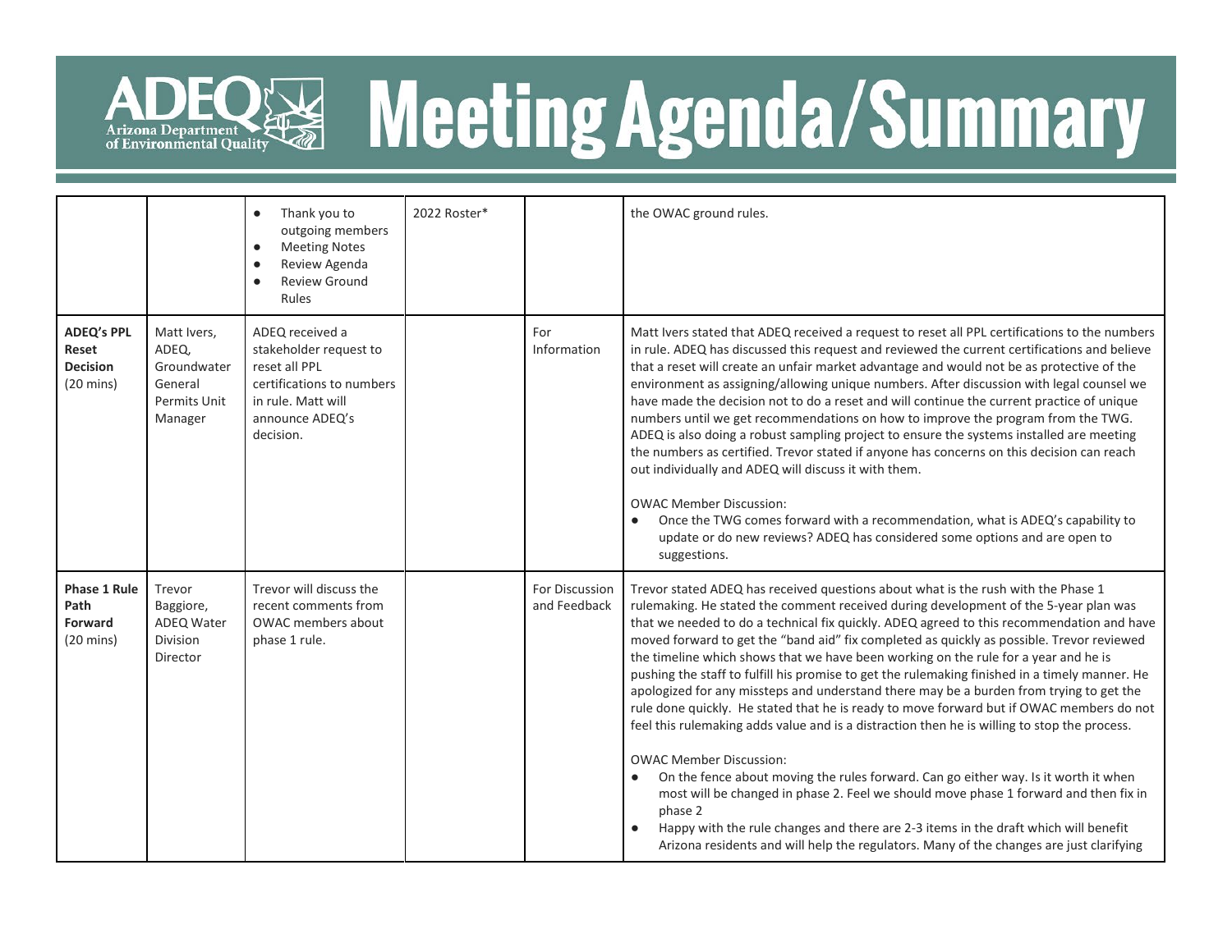# Meeting Agenda/Summary

| | | | | | |
|---|---|---|---|---|---|
| | | ● Thank you to outgoing members<br>● Meeting Notes<br>● Review Agenda<br>● Review Ground Rules | 2022 Roster* | | the OWAC ground rules. |
| **ADEQ's PPL Reset Decision** (20 mins) | Matt Ivers, ADEQ, Groundwater General Permits Unit Manager | ADEQ received a stakeholder request to reset all PPL certifications to numbers in rule. Matt will announce ADEQ's decision. | | For Information | Matt Ivers stated that ADEQ received a request to reset all PPL certifications to the numbers in rule. ADEQ has discussed this request and reviewed the current certifications and believe that a reset will create an unfair market advantage and would not be as protective of the environment as assigning/allowing unique numbers. After discussion with legal counsel we have made the decision not to do a reset and will continue the current practice of unique numbers until we get recommendations on how to improve the program from the TWG. ADEQ is also doing a robust sampling project to ensure the systems installed are meeting the numbers as certified. Trevor stated if anyone has concerns on this decision can reach out individually and ADEQ will discuss it with them.<br><br>OWAC Member Discussion:<br>● Once the TWG comes forward with a recommendation, what is ADEQ's capability to update or do new reviews? ADEQ has considered some options and are open to suggestions. |
| **Phase 1 Rule Path Forward** (20 mins) | Trevor Baggiore, ADEQ Water Division Director | Trevor will discuss the recent comments from OWAC members about phase 1 rule. | | For Discussion and Feedback | Trevor stated ADEQ has received questions about what is the rush with the Phase 1 rulemaking. He stated the comment received during development of the 5-year plan was that we needed to do a technical fix quickly. ADEQ agreed to this recommendation and have moved forward to get the "band aid" fix completed as quickly as possible. Trevor reviewed the timeline which shows that we have been working on the rule for a year and he is pushing the staff to fulfill his promise to get the rulemaking finished in a timely manner. He apologized for any missteps and understand there may be a burden from trying to get the rule done quickly. He stated that he is ready to move forward but if OWAC members do not feel this rulemaking adds value and is a distraction then he is willing to stop the process.<br><br>OWAC Member Discussion:<br>● On the fence about moving the rules forward. Can go either way. Is it worth it when most will be changed in phase 2. Feel we should move phase 1 forward and then fix in phase 2<br>● Happy with the rule changes and there are 2-3 items in the draft which will benefit Arizona residents and will help the regulators. Many of the changes are just clarifying |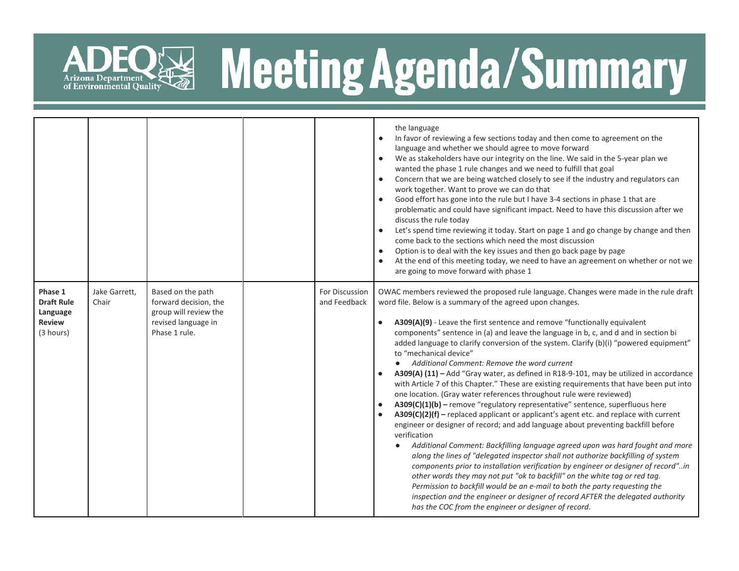# ADEQ Arizona Department of Environmental Quality — Meeting Agenda/Summary

| | | | | | |
|---|---|---|---|---|---|
| | | | | | the language<br>● In favor of reviewing a few sections today and then come to agreement on the language and whether we should agree to move forward<br>● We as stakeholders have our integrity on the line. We said in the 5-year plan we wanted the phase 1 rule changes and we need to fulfill that goal<br>● Concern that we are being watched closely to see if the industry and regulators can work together. Want to prove we can do that<br>● Good effort has gone into the rule but I have 3-4 sections in phase 1 that are problematic and could have significant impact. Need to have this discussion after we discuss the rule today<br>● Let's spend time reviewing it today. Start on page 1 and go change by change and then come back to the sections which need the most discussion<br>● Option is to deal with the key issues and then go back page by page<br>● At the end of this meeting today, we need to have an agreement on whether or not we are going to move forward with phase 1 |
| **Phase 1 Draft Rule Language Review** (3 hours) | Jake Garrett, Chair | Based on the path forward decision, the group will review the revised language in Phase 1 rule. | | For Discussion and Feedback | OWAC members reviewed the proposed rule language. Changes were made in the rule draft word file. Below is a summary of the agreed upon changes.<br><br>● **A309(A)(9)** - Leave the first sentence and remove "functionally equivalent components" sentence in (a) and leave the language in b, c, and d and in section bi added language to clarify conversion of the system. Clarify (b)(i) "powered equipment" to "mechanical device"<br>  ○ *Additional Comment: Remove the word current*<br>● **A309(A) (11) –** Add "Gray water, as defined in R18-9-101, may be utilized in accordance with Article 7 of this Chapter." These are existing requirements that have been put into one location. (Gray water references throughout rule were reviewed)<br>● **A309(C)(1)(b) –** remove "regulatory representative" sentence, superfluous here<br>● **A309(C)(2)(f) –** replaced applicant or applicant's agent etc. and replace with current engineer or designer of record; and add language about preventing backfill before verification<br>  ○ *Additional Comment: Backfilling language agreed upon was hard fought and more along the lines of "delegated inspector shall not authorize backfilling of system components prior to installation verification by engineer or designer of record"..in other words they may not put "ok to backfill" on the white tag or red tag. Permission to backfill would be an e-mail to both the party requesting the inspection and the engineer or designer of record AFTER the delegated authority has the COC from the engineer or designer of record.* |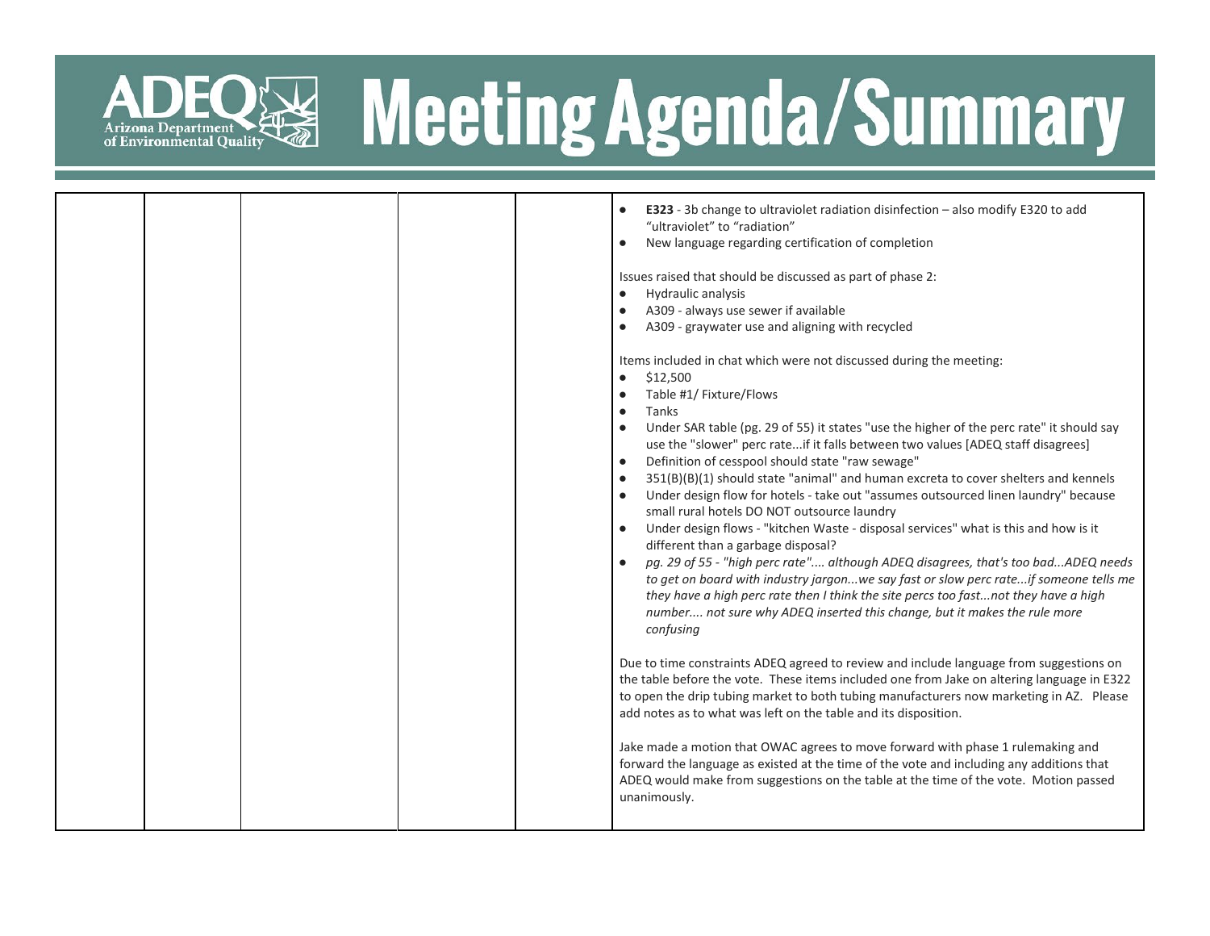| | | | | | |
|---|---|---|---|---|---|
| | | | | | • **E323** - 3b change to ultraviolet radiation disinfection – also modify E320 to add "ultraviolet" to "radiation"<br>• New language regarding certification of completion<br><br>Issues raised that should be discussed as part of phase 2:<br>• Hydraulic analysis<br>• A309 - always use sewer if available<br>• A309 - graywater use and aligning with recycled<br><br>Items included in chat which were not discussed during the meeting:<br>• $12,500<br>• Table #1/ Fixture/Flows<br>• Tanks<br>• Under SAR table (pg. 29 of 55) it states "use the higher of the perc rate" it should say use the "slower" perc rate...if it falls between two values [ADEQ staff disagrees]<br>• Definition of cesspool should state "raw sewage"<br>• 351(B)(B)(1) should state "animal" and human excreta to cover shelters and kennels<br>• Under design flow for hotels - take out "assumes outsourced linen laundry" because small rural hotels DO NOT outsource laundry<br>• Under design flows - "kitchen Waste - disposal services" what is this and how is it different than a garbage disposal?<br>• *pg. 29 of 55 - "high perc rate".... although ADEQ disagrees, that's too bad...ADEQ needs to get on board with industry jargon...we say fast or slow perc rate...if someone tells me they have a high perc rate then I think the site percs too fast...not they have a high number.... not sure why ADEQ inserted this change, but it makes the rule more confusing*<br><br>Due to time constraints ADEQ agreed to review and include language from suggestions on the table before the vote. These items included one from Jake on altering language in E322 to open the drip tubing market to both tubing manufacturers now marketing in AZ. Please add notes as to what was left on the table and its disposition.<br><br>Jake made a motion that OWAC agrees to move forward with phase 1 rulemaking and forward the language as existed at the time of the vote and including any additions that ADEQ would make from suggestions on the table at the time of the vote. Motion passed unanimously. |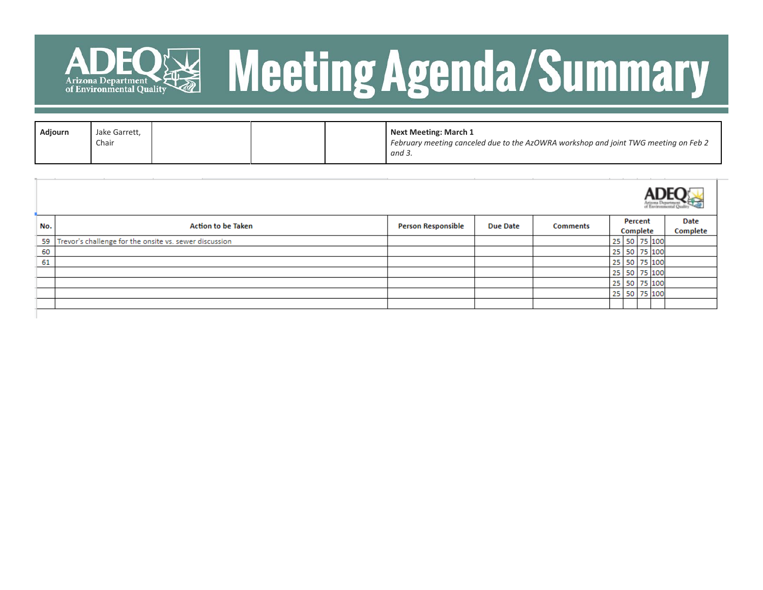# Meeting Agenda/Summary

| | | | | | |
|---|---|---|---|---|---|
| **Adjourn** | Jake Garrett, Chair | | | | **Next Meeting: March 1**<br>*February meeting canceled due to the AzOWRA workshop and joint TWG meeting on Feb 2 and 3.* |

| No. | Action to be Taken | Person Responsible | Due Date | Comments | Percent Complete | | | | Date Complete |
|---|---|---|---|---|---|---|---|---|---|
| 59 | Trevor's challenge for the onsite vs. sewer discussion | | | | 25 | 50 | 75 | 100 | |
| 60 | | | | | 25 | 50 | 75 | 100 | |
| 61 | | | | | 25 | 50 | 75 | 100 | |
| | | | | | 25 | 50 | 75 | 100 | |
| | | | | | 25 | 50 | 75 | 100 | |
| | | | | | 25 | 50 | 75 | 100 | |
| | | | | | | | | | |